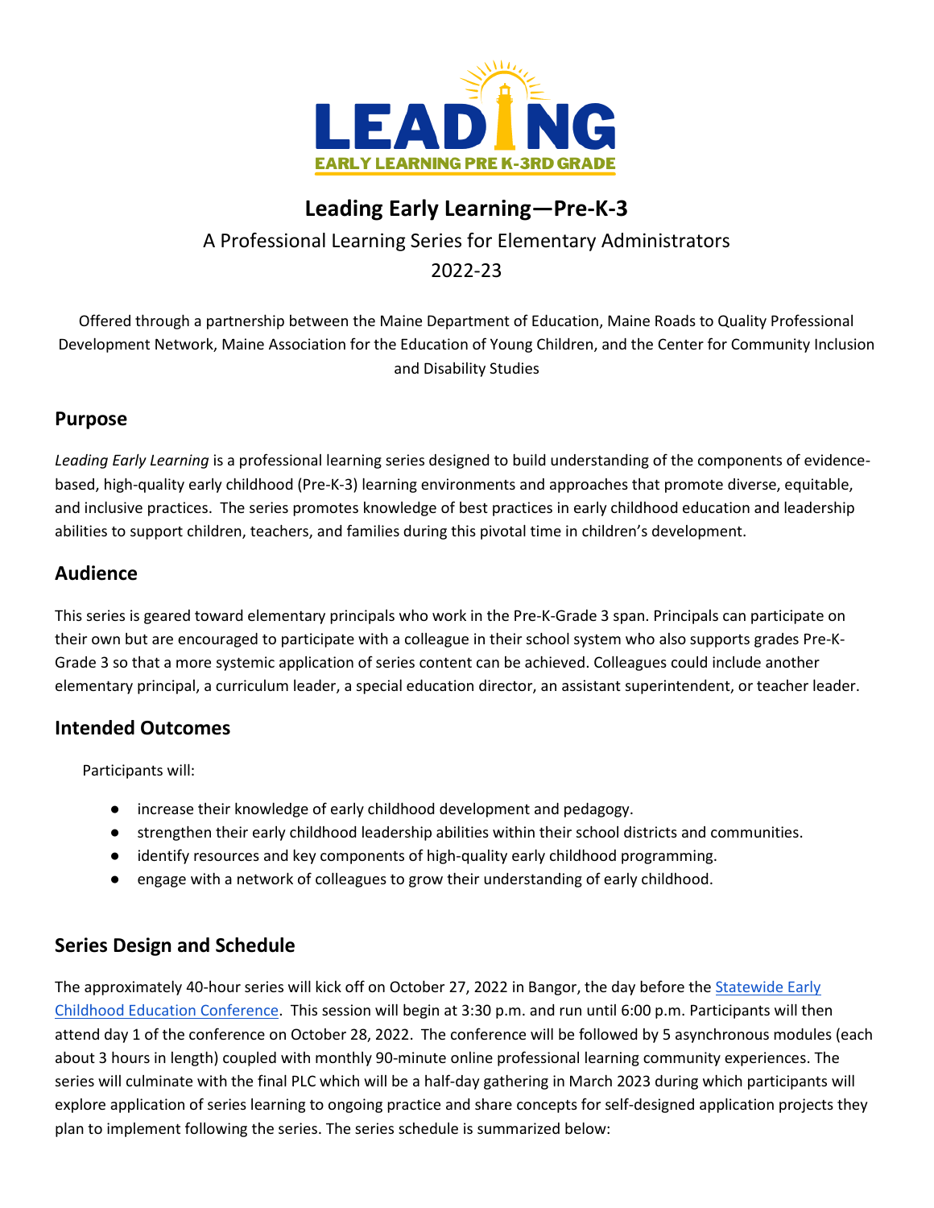LEADING

EARLY LEARNING PRE K-3RD GRADE

# Leading Early Learning—Pre-K-3

A Professional Learning Series for Elementary Administrators

2022-23

Offered through a partnership between the Maine Department of Education, Maine Roads to Quality Professional Development Network, Maine Association for the Education of Young Children, and the Center for Community Inclusion and Disability Studies

## Purpose

*Leading Early Learning* is a professional learning series designed to build understanding of the components of evidence-based, high-quality early childhood (Pre-K-3) learning environments and approaches that promote diverse, equitable, and inclusive practices. The series promotes knowledge of best practices in early childhood education and leadership abilities to support children, teachers, and families during this pivotal time in children's development.

## Audience

This series is geared toward elementary principals who work in the Pre-K-Grade 3 span. Principals can participate on their own but are encouraged to participate with a colleague in their school system who also supports grades Pre-K-Grade 3 so that a more systemic application of series content can be achieved. Colleagues could include another elementary principal, a curriculum leader, a special education director, an assistant superintendent, or teacher leader.

## Intended Outcomes

Participants will:

- increase their knowledge of early childhood development and pedagogy.
- strengthen their early childhood leadership abilities within their school districts and communities.
- identify resources and key components of high-quality early childhood programming.
- engage with a network of colleagues to grow their understanding of early childhood.

## Series Design and Schedule

The approximately 40-hour series will kick off on October 27, 2022 in Bangor, the day before the Statewide Early Childhood Education Conference. This session will begin at 3:30 p.m. and run until 6:00 p.m. Participants will then attend day 1 of the conference on October 28, 2022. The conference will be followed by 5 asynchronous modules (each about 3 hours in length) coupled with monthly 90-minute online professional learning community experiences. The series will culminate with the final PLC which will be a half-day gathering in March 2023 during which participants will explore application of series learning to ongoing practice and share concepts for self-designed application projects they plan to implement following the series. The series schedule is summarized below: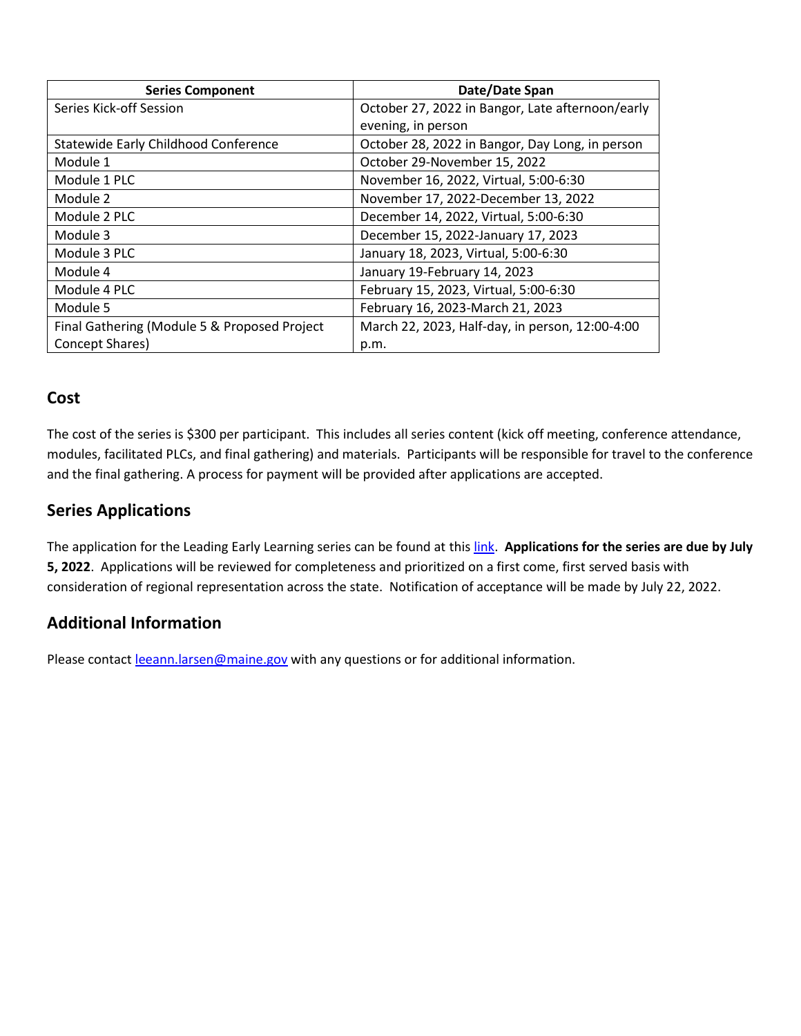| Series Component | Date/Date Span |
| --- | --- |
| Series Kick-off Session | October 27, 2022 in Bangor, Late afternoon/early evening, in person |
| Statewide Early Childhood Conference | October 28, 2022 in Bangor, Day Long, in person |
| Module 1 | October 29-November 15, 2022 |
| Module 1 PLC | November 16, 2022, Virtual, 5:00-6:30 |
| Module 2 | November 17, 2022-December 13, 2022 |
| Module 2 PLC | December 14, 2022, Virtual, 5:00-6:30 |
| Module 3 | December 15, 2022-January 17, 2023 |
| Module 3 PLC | January 18, 2023, Virtual, 5:00-6:30 |
| Module 4 | January 19-February 14, 2023 |
| Module 4 PLC | February 15, 2023, Virtual, 5:00-6:30 |
| Module 5 | February 16, 2023-March 21, 2023 |
| Final Gathering (Module 5 & Proposed Project Concept Shares) | March 22, 2023, Half-day, in person, 12:00-4:00 p.m. |

## Cost

The cost of the series is $300 per participant. This includes all series content (kick off meeting, conference attendance, modules, facilitated PLCs, and final gathering) and materials. Participants will be responsible for travel to the conference and the final gathering. A process for payment will be provided after applications are accepted.

## Series Applications

The application for the Leading Early Learning series can be found at this link. **Applications for the series are due by July 5, 2022**. Applications will be reviewed for completeness and prioritized on a first come, first served basis with consideration of regional representation across the state. Notification of acceptance will be made by July 22, 2022.

## Additional Information

Please contact leeann.larsen@maine.gov with any questions or for additional information.